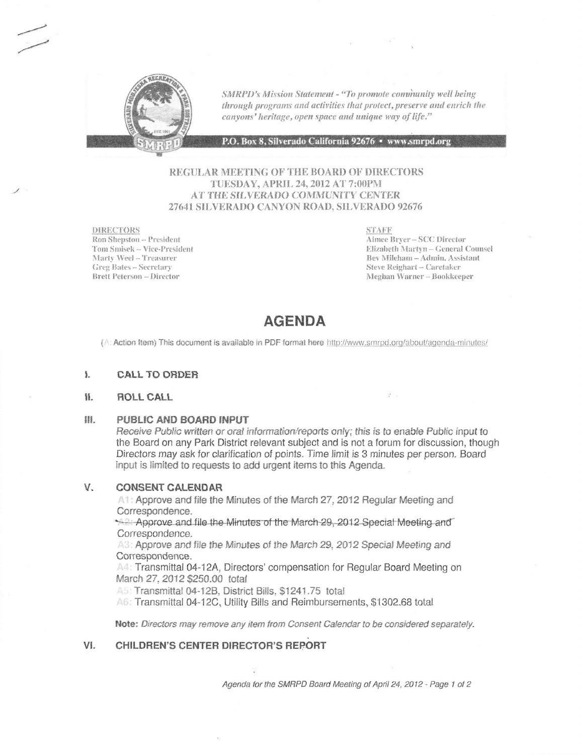*SMRPD's Mission Statement - "To promote community well being through programs and activities that protect, preserve and enrich the canyons' heritage, open space and unique way of life."*

**P.O. Box 8, Silverado California 92676 • www.smrpd.org**

## REGULAR MEETING OF THE BOARD OF DIRECTORS
## TUESDAY, APRIL 24, 2012 AT 7:00PM
## AT THE SILVERADO COMMUNITY CENTER
## 27641 SILVERADO CANYON ROAD, SILVERADO 92676

**DIRECTORS**
Ron Shepston – President
Tom Smisek – Vice-President
Marty Weel – Treasurer
Greg Bates – Secretary
Brett Peterson – Director

**STAFF**
Aimee Bryer – SCC Director
Elizabeth Martyn – General Counsel
Bev Mileham – Admin. Assistant
Steve Reighart – Caretaker
Meghan Warner – Bookkeeper

# AGENDA

(A: Action Item) This document is available in PDF format here http://www.smrpd.org/about/agenda-minutes/

## I. CALL TO ORDER

## II. ROLL CALL

## III. PUBLIC AND BOARD INPUT

*Receive Public written or oral information/reports only; this is to enable Public input to the Board on any Park District relevant subject and is not a forum for discussion, though Directors may ask for clarification of points. Time limit is 3 minutes per person. Board input is limited to requests to add urgent items to this Agenda.*

## V. CONSENT CALENDAR

A1: Approve and file the Minutes of the March 27, 2012 Regular Meeting and Correspondence.

~~A2: Approve and file the Minutes of the March 29, 2012 Special Meeting and Correspondence.~~

A3: Approve and file the Minutes of the March 29, 2012 Special Meeting and Correspondence.

A4: Transmittal 04-12A, Directors' compensation for Regular Board Meeting on March 27, 2012 $250.00 total

A5: Transmittal 04-12B, District Bills, $1241.75 total

A6: Transmittal 04-12C, Utility Bills and Reimbursements, $1302.68 total

**Note:** *Directors may remove any item from Consent Calendar to be considered separately.*

## VI. CHILDREN'S CENTER DIRECTOR'S REPORT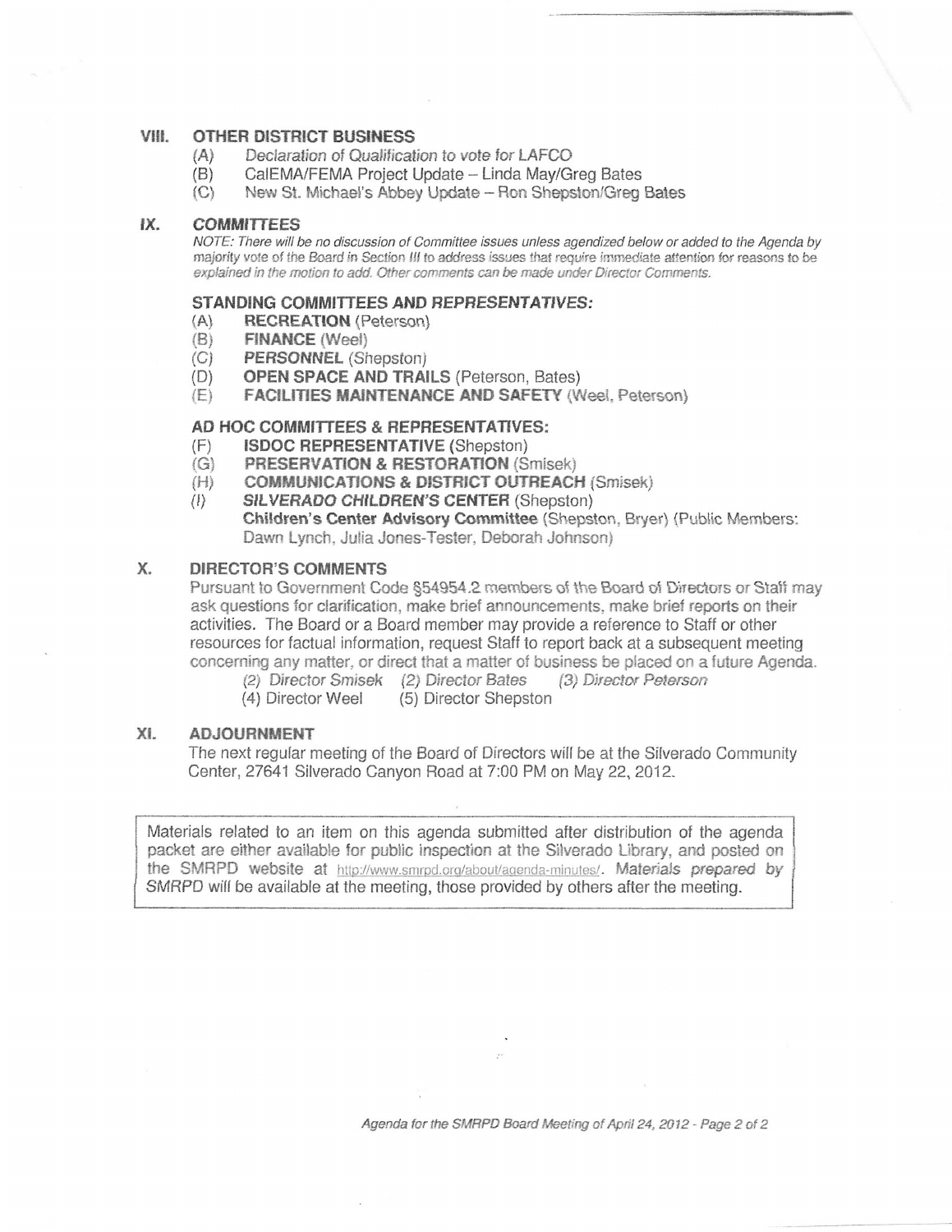## VIII. OTHER DISTRICT BUSINESS

(A) Declaration of Qualification to vote for LAFCO
(B) CalEMA/FEMA Project Update – Linda May/Greg Bates
(C) New St. Michael's Abbey Update – Ron Shepston/Greg Bates

## IX. COMMITTEES

*NOTE: There will be no discussion of Committee issues unless agendized below or added to the Agenda by majority vote of the Board in Section III to address issues that require immediate attention for reasons to be explained in the motion to add. Other comments can be made under Director Comments.*

### STANDING COMMITTEES AND REPRESENTATIVES:

(A) **RECREATION** (Peterson)
(B) **FINANCE** (Weel)
(C) **PERSONNEL** (Shepston)
(D) **OPEN SPACE AND TRAILS** (Peterson, Bates)
(E) **FACILITIES MAINTENANCE AND SAFETY** (Weel, Peterson)

### AD HOC COMMITTEES & REPRESENTATIVES:

(F) **ISDOC REPRESENTATIVE** (Shepston)
(G) **PRESERVATION & RESTORATION** (Smisek)
(H) **COMMUNICATIONS & DISTRICT OUTREACH** (Smisek)
(I) ***SILVERADO CHILDREN'S CENTER*** (Shepston)
**Children's Center Advisory Committee** (Shepston, Bryer) (Public Members: Dawn Lynch, Julia Jones-Tester, Deborah Johnson)

## X. DIRECTOR'S COMMENTS

Pursuant to Government Code §54954.2 members of the Board of Directors or Staff may ask questions for clarification, make brief announcements, make brief reports on their activities. The Board or a Board member may provide a reference to Staff or other resources for factual information, request Staff to report back at a subsequent meeting concerning any matter, or direct that a matter of business be placed on a future Agenda.

(2) Director Smisek (2) Director Bates (3) Director Peterson
(4) Director Weel (5) Director Shepston

## XI. ADJOURNMENT

The next regular meeting of the Board of Directors will be at the Silverado Community Center, 27641 Silverado Canyon Road at 7:00 PM on May 22, 2012.

Materials related to an item on this agenda submitted after distribution of the agenda packet are either available for public inspection at the Silverado Library, and posted on the SMRPD website at http://www.smrpd.org/about/agenda-minutes/. *Materials prepared by SMRPD* will be available at the meeting, those provided by others after the meeting.